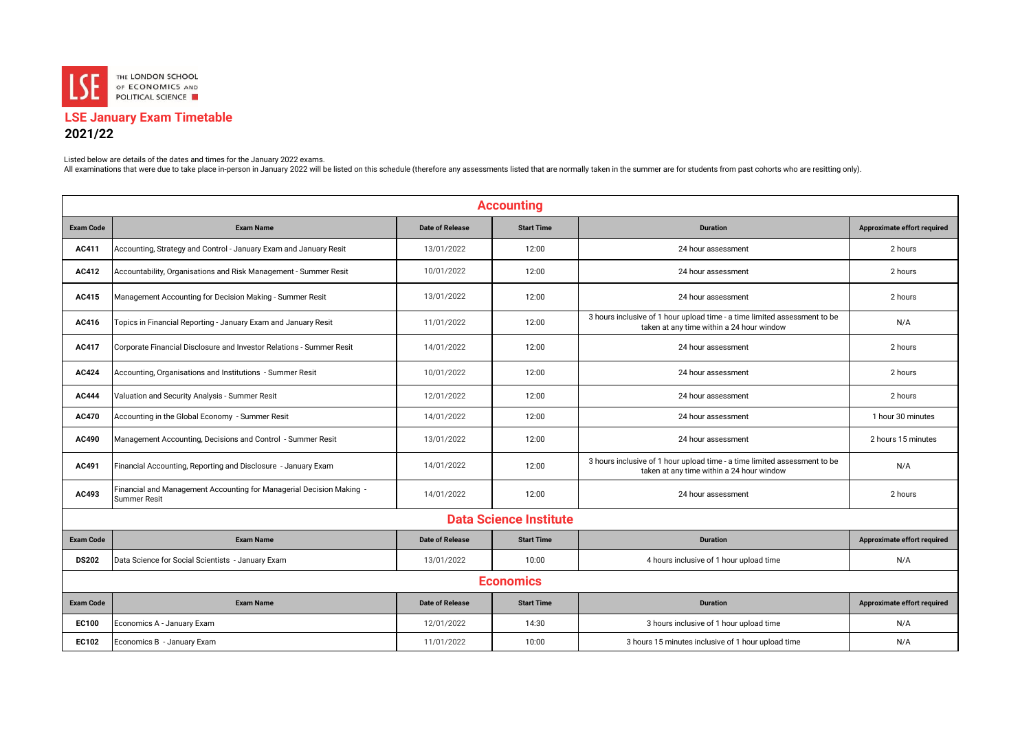THE LONDON SCHOOL OF ECONOMICS AND POLITICAL SCIENCE

# LSE January Exam Timetable

## 2021/22

Listed below are details of the dates and times for the January 2022 exams.
All examinations that were due to take place in-person in January 2022 will be listed on this schedule (therefore any assessments listed that are normally taken in the summer are for students from past cohorts who are resitting only).

### Accounting

| Exam Code | Exam Name | Date of Release | Start Time | Duration | Approximate effort required |
|---|---|---|---|---|---|
| AC411 | Accounting, Strategy and Control - January Exam and January Resit | 13/01/2022 | 12:00 | 24 hour assessment | 2 hours |
| AC412 | Accountability, Organisations and Risk Management - Summer Resit | 10/01/2022 | 12:00 | 24 hour assessment | 2 hours |
| AC415 | Management Accounting for Decision Making - Summer Resit | 13/01/2022 | 12:00 | 24 hour assessment | 2 hours |
| AC416 | Topics in Financial Reporting - January Exam and January Resit | 11/01/2022 | 12:00 | 3 hours inclusive of 1 hour upload time - a time limited assessment to be taken at any time within a 24 hour window | N/A |
| AC417 | Corporate Financial Disclosure and Investor Relations - Summer Resit | 14/01/2022 | 12:00 | 24 hour assessment | 2 hours |
| AC424 | Accounting, Organisations and Institutions - Summer Resit | 10/01/2022 | 12:00 | 24 hour assessment | 2 hours |
| AC444 | Valuation and Security Analysis - Summer Resit | 12/01/2022 | 12:00 | 24 hour assessment | 2 hours |
| AC470 | Accounting in the Global Economy - Summer Resit | 14/01/2022 | 12:00 | 24 hour assessment | 1 hour 30 minutes |
| AC490 | Management Accounting, Decisions and Control - Summer Resit | 13/01/2022 | 12:00 | 24 hour assessment | 2 hours 15 minutes |
| AC491 | Financial Accounting, Reporting and Disclosure - January Exam | 14/01/2022 | 12:00 | 3 hours inclusive of 1 hour upload time - a time limited assessment to be taken at any time within a 24 hour window | N/A |
| AC493 | Financial and Management Accounting for Managerial Decision Making - Summer Resit | 14/01/2022 | 12:00 | 24 hour assessment | 2 hours |

### Data Science Institute

| Exam Code | Exam Name | Date of Release | Start Time | Duration | Approximate effort required |
|---|---|---|---|---|---|
| DS202 | Data Science for Social Scientists - January Exam | 13/01/2022 | 10:00 | 4 hours inclusive of 1 hour upload time | N/A |

### Economics

| Exam Code | Exam Name | Date of Release | Start Time | Duration | Approximate effort required |
|---|---|---|---|---|---|
| EC100 | Economics A - January Exam | 12/01/2022 | 14:30 | 3 hours inclusive of 1 hour upload time | N/A |
| EC102 | Economics B - January Exam | 11/01/2022 | 10:00 | 3 hours 15 minutes inclusive of 1 hour upload time | N/A |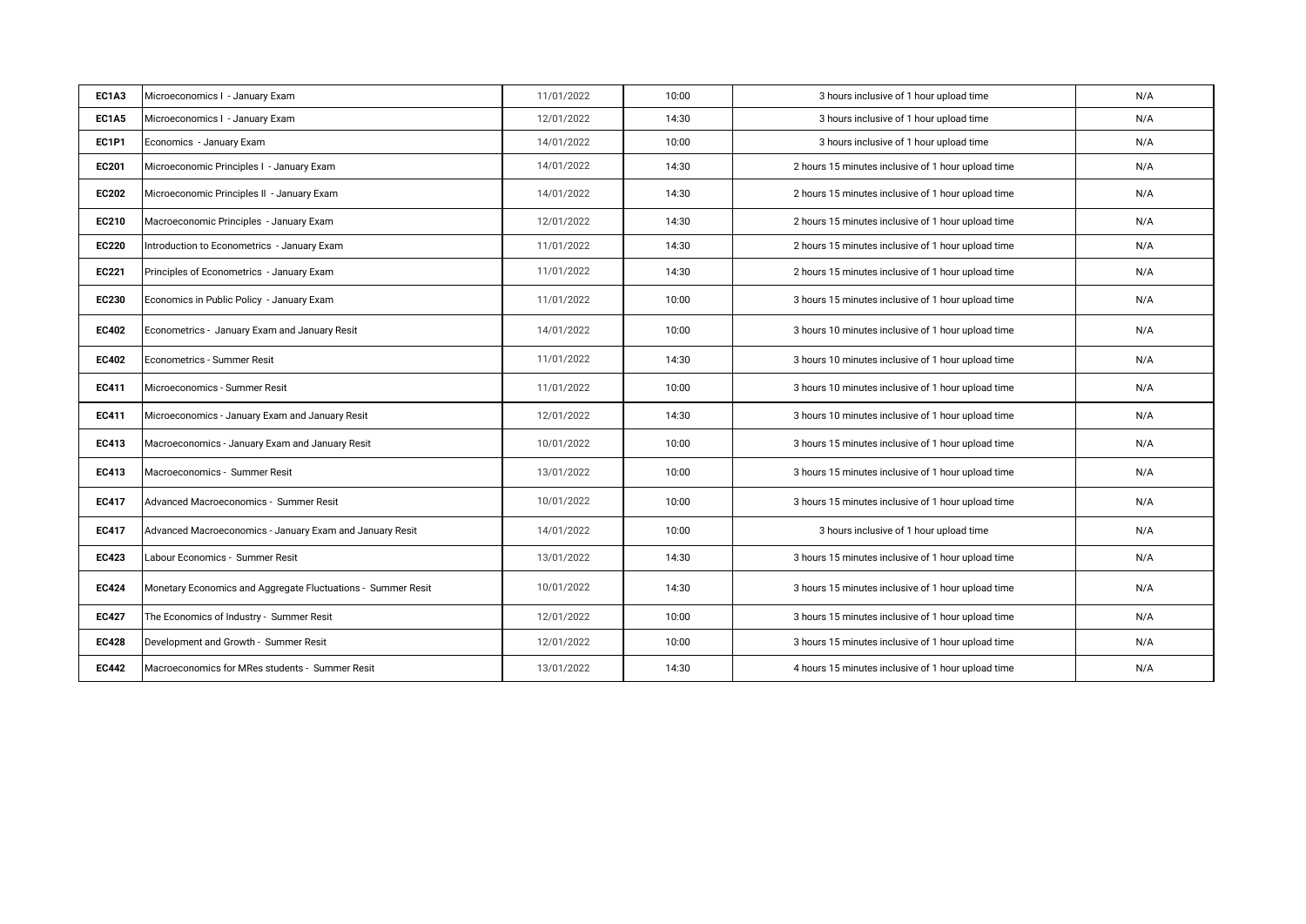| | | | | | |
|---|---|---|---|---|---|
| **EC1A3** | Microeconomics I - January Exam | 11/01/2022 | 10:00 | 3 hours inclusive of 1 hour upload time | N/A |
| **EC1A5** | Microeconomics I - January Exam | 12/01/2022 | 14:30 | 3 hours inclusive of 1 hour upload time | N/A |
| **EC1P1** | Economics - January Exam | 14/01/2022 | 10:00 | 3 hours inclusive of 1 hour upload time | N/A |
| **EC201** | Microeconomic Principles I - January Exam | 14/01/2022 | 14:30 | 2 hours 15 minutes inclusive of 1 hour upload time | N/A |
| **EC202** | Microeconomic Principles II - January Exam | 14/01/2022 | 14:30 | 2 hours 15 minutes inclusive of 1 hour upload time | N/A |
| **EC210** | Macroeconomic Principles - January Exam | 12/01/2022 | 14:30 | 2 hours 15 minutes inclusive of 1 hour upload time | N/A |
| **EC220** | Introduction to Econometrics - January Exam | 11/01/2022 | 14:30 | 2 hours 15 minutes inclusive of 1 hour upload time | N/A |
| **EC221** | Principles of Econometrics - January Exam | 11/01/2022 | 14:30 | 2 hours 15 minutes inclusive of 1 hour upload time | N/A |
| **EC230** | Economics in Public Policy - January Exam | 11/01/2022 | 10:00 | 3 hours 15 minutes inclusive of 1 hour upload time | N/A |
| **EC402** | Econometrics - January Exam and January Resit | 14/01/2022 | 10:00 | 3 hours 10 minutes inclusive of 1 hour upload time | N/A |
| **EC402** | Econometrics - Summer Resit | 11/01/2022 | 14:30 | 3 hours 10 minutes inclusive of 1 hour upload time | N/A |
| **EC411** | Microeconomics - Summer Resit | 11/01/2022 | 10:00 | 3 hours 10 minutes inclusive of 1 hour upload time | N/A |
| **EC411** | Microeconomics - January Exam and January Resit | 12/01/2022 | 14:30 | 3 hours 10 minutes inclusive of 1 hour upload time | N/A |
| **EC413** | Macroeconomics - January Exam and January Resit | 10/01/2022 | 10:00 | 3 hours 15 minutes inclusive of 1 hour upload time | N/A |
| **EC413** | Macroeconomics - Summer Resit | 13/01/2022 | 10:00 | 3 hours 15 minutes inclusive of 1 hour upload time | N/A |
| **EC417** | Advanced Macroeconomics - Summer Resit | 10/01/2022 | 10:00 | 3 hours 15 minutes inclusive of 1 hour upload time | N/A |
| **EC417** | Advanced Macroeconomics - January Exam and January Resit | 14/01/2022 | 10:00 | 3 hours inclusive of 1 hour upload time | N/A |
| **EC423** | Labour Economics - Summer Resit | 13/01/2022 | 14:30 | 3 hours 15 minutes inclusive of 1 hour upload time | N/A |
| **EC424** | Monetary Economics and Aggregate Fluctuations - Summer Resit | 10/01/2022 | 14:30 | 3 hours 15 minutes inclusive of 1 hour upload time | N/A |
| **EC427** | The Economics of Industry - Summer Resit | 12/01/2022 | 10:00 | 3 hours 15 minutes inclusive of 1 hour upload time | N/A |
| **EC428** | Development and Growth - Summer Resit | 12/01/2022 | 10:00 | 3 hours 15 minutes inclusive of 1 hour upload time | N/A |
| **EC442** | Macroeconomics for MRes students - Summer Resit | 13/01/2022 | 14:30 | 4 hours 15 minutes inclusive of 1 hour upload time | N/A |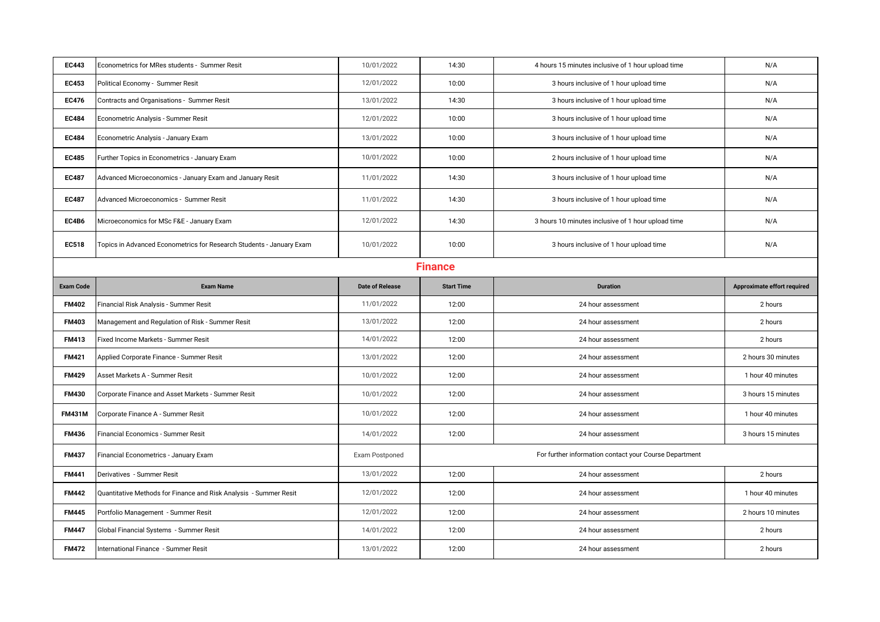| EC443 | Econometrics for MRes students - Summer Resit | 10/01/2022 | 14:30 | 4 hours 15 minutes inclusive of 1 hour upload time | N/A |
|---|---|---|---|---|---|
| EC453 | Political Economy - Summer Resit | 12/01/2022 | 10:00 | 3 hours inclusive of 1 hour upload time | N/A |
| EC476 | Contracts and Organisations - Summer Resit | 13/01/2022 | 14:30 | 3 hours inclusive of 1 hour upload time | N/A |
| EC484 | Econometric Analysis - Summer Resit | 12/01/2022 | 10:00 | 3 hours inclusive of 1 hour upload time | N/A |
| EC484 | Econometric Analysis - January Exam | 13/01/2022 | 10:00 | 3 hours inclusive of 1 hour upload time | N/A |
| EC485 | Further Topics in Econometrics - January Exam | 10/01/2022 | 10:00 | 2 hours inclusive of 1 hour upload time | N/A |
| EC487 | Advanced Microeconomics - January Exam and January Resit | 11/01/2022 | 14:30 | 3 hours inclusive of 1 hour upload time | N/A |
| EC487 | Advanced Microeconomics - Summer Resit | 11/01/2022 | 14:30 | 3 hours inclusive of 1 hour upload time | N/A |
| EC4B6 | Microeconomics for MSc F&E - January Exam | 12/01/2022 | 14:30 | 3 hours 10 minutes inclusive of 1 hour upload time | N/A |
| EC518 | Topics in Advanced Econometrics for Research Students - January Exam | 10/01/2022 | 10:00 | 3 hours inclusive of 1 hour upload time | N/A |

## Finance

| Exam Code | Exam Name | Date of Release | Start Time | Duration | Approximate effort required |
|---|---|---|---|---|---|
| FM402 | Financial Risk Analysis - Summer Resit | 11/01/2022 | 12:00 | 24 hour assessment | 2 hours |
| FM403 | Management and Regulation of Risk - Summer Resit | 13/01/2022 | 12:00 | 24 hour assessment | 2 hours |
| FM413 | Fixed Income Markets - Summer Resit | 14/01/2022 | 12:00 | 24 hour assessment | 2 hours |
| FM421 | Applied Corporate Finance - Summer Resit | 13/01/2022 | 12:00 | 24 hour assessment | 2 hours 30 minutes |
| FM429 | Asset Markets A - Summer Resit | 10/01/2022 | 12:00 | 24 hour assessment | 1 hour 40 minutes |
| FM430 | Corporate Finance and Asset Markets - Summer Resit | 10/01/2022 | 12:00 | 24 hour assessment | 3 hours 15 minutes |
| FM431M | Corporate Finance A - Summer Resit | 10/01/2022 | 12:00 | 24 hour assessment | 1 hour 40 minutes |
| FM436 | Financial Economics - Summer Resit | 14/01/2022 | 12:00 | 24 hour assessment | 3 hours 15 minutes |
| FM437 | Financial Econometrics - January Exam | Exam Postponed | For further information contact your Course Department | | |
| FM441 | Derivatives - Summer Resit | 13/01/2022 | 12:00 | 24 hour assessment | 2 hours |
| FM442 | Quantitative Methods for Finance and Risk Analysis - Summer Resit | 12/01/2022 | 12:00 | 24 hour assessment | 1 hour 40 minutes |
| FM445 | Portfolio Management - Summer Resit | 12/01/2022 | 12:00 | 24 hour assessment | 2 hours 10 minutes |
| FM447 | Global Financial Systems - Summer Resit | 14/01/2022 | 12:00 | 24 hour assessment | 2 hours |
| FM472 | International Finance - Summer Resit | 13/01/2022 | 12:00 | 24 hour assessment | 2 hours |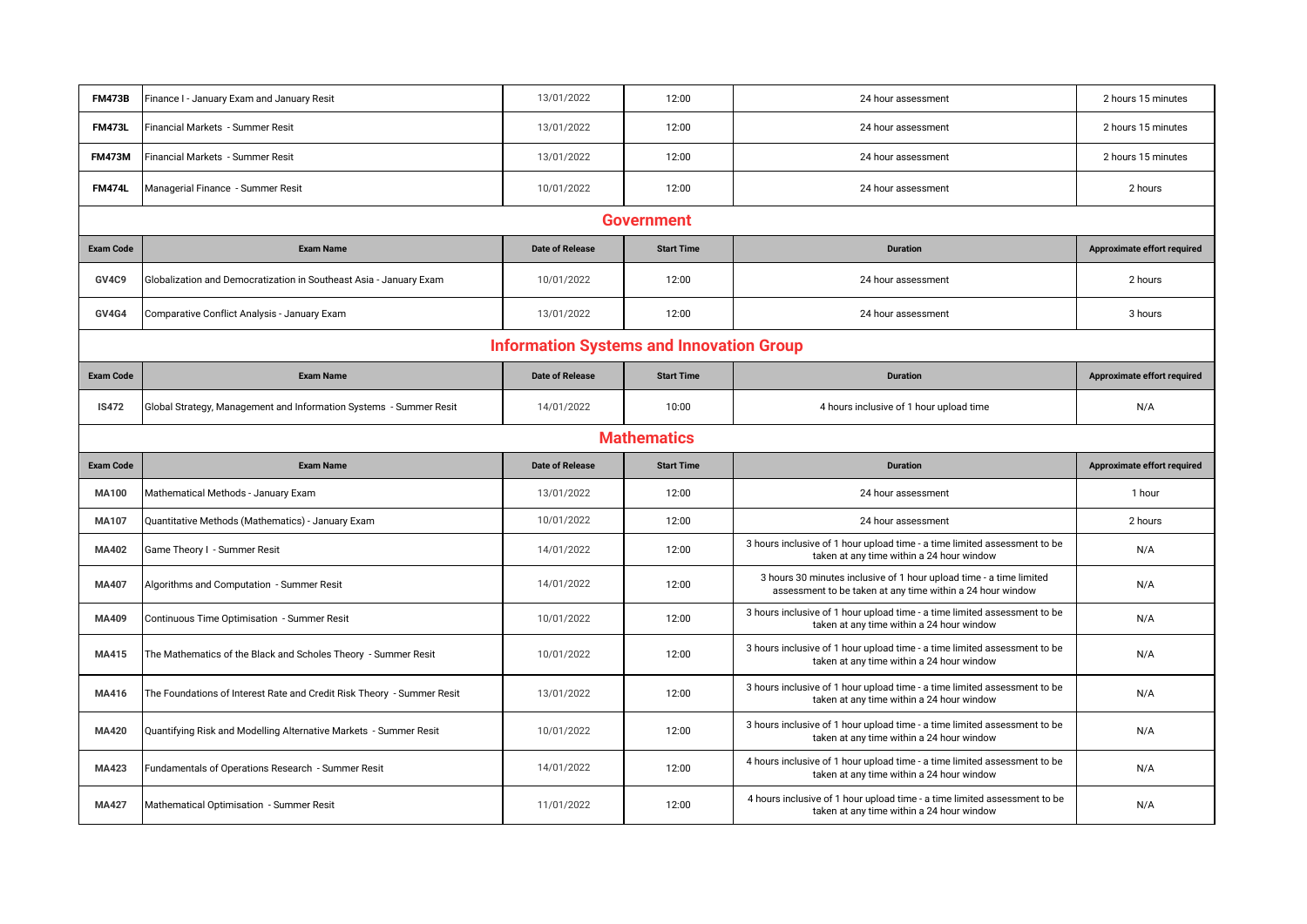| Exam Code | Exam Name | Date of Release | Start Time | Duration | Approximate effort required |
|---|---|---|---|---|---|
| **FM473B** | Finance I - January Exam and January Resit | 13/01/2022 | 12:00 | 24 hour assessment | 2 hours 15 minutes |
| **FM473L** | Financial Markets - Summer Resit | 13/01/2022 | 12:00 | 24 hour assessment | 2 hours 15 minutes |
| **FM473M** | Financial Markets - Summer Resit | 13/01/2022 | 12:00 | 24 hour assessment | 2 hours 15 minutes |
| **FM474L** | Managerial Finance - Summer Resit | 10/01/2022 | 12:00 | 24 hour assessment | 2 hours |

## Government

| Exam Code | Exam Name | Date of Release | Start Time | Duration | Approximate effort required |
|---|---|---|---|---|---|
| **GV4C9** | Globalization and Democratization in Southeast Asia - January Exam | 10/01/2022 | 12:00 | 24 hour assessment | 2 hours |
| **GV4G4** | Comparative Conflict Analysis - January Exam | 13/01/2022 | 12:00 | 24 hour assessment | 3 hours |

## Information Systems and Innovation Group

| Exam Code | Exam Name | Date of Release | Start Time | Duration | Approximate effort required |
|---|---|---|---|---|---|
| **IS472** | Global Strategy, Management and Information Systems - Summer Resit | 14/01/2022 | 10:00 | 4 hours inclusive of 1 hour upload time | N/A |

## Mathematics

| Exam Code | Exam Name | Date of Release | Start Time | Duration | Approximate effort required |
|---|---|---|---|---|---|
| **MA100** | Mathematical Methods - January Exam | 13/01/2022 | 12:00 | 24 hour assessment | 1 hour |
| **MA107** | Quantitative Methods (Mathematics) - January Exam | 10/01/2022 | 12:00 | 24 hour assessment | 2 hours |
| **MA402** | Game Theory I - Summer Resit | 14/01/2022 | 12:00 | 3 hours inclusive of 1 hour upload time - a time limited assessment to be taken at any time within a 24 hour window | N/A |
| **MA407** | Algorithms and Computation - Summer Resit | 14/01/2022 | 12:00 | 3 hours 30 minutes inclusive of 1 hour upload time - a time limited assessment to be taken at any time within a 24 hour window | N/A |
| **MA409** | Continuous Time Optimisation - Summer Resit | 10/01/2022 | 12:00 | 3 hours inclusive of 1 hour upload time - a time limited assessment to be taken at any time within a 24 hour window | N/A |
| **MA415** | The Mathematics of the Black and Scholes Theory - Summer Resit | 10/01/2022 | 12:00 | 3 hours inclusive of 1 hour upload time - a time limited assessment to be taken at any time within a 24 hour window | N/A |
| **MA416** | The Foundations of Interest Rate and Credit Risk Theory - Summer Resit | 13/01/2022 | 12:00 | 3 hours inclusive of 1 hour upload time - a time limited assessment to be taken at any time within a 24 hour window | N/A |
| **MA420** | Quantifying Risk and Modelling Alternative Markets - Summer Resit | 10/01/2022 | 12:00 | 3 hours inclusive of 1 hour upload time - a time limited assessment to be taken at any time within a 24 hour window | N/A |
| **MA423** | Fundamentals of Operations Research - Summer Resit | 14/01/2022 | 12:00 | 4 hours inclusive of 1 hour upload time - a time limited assessment to be taken at any time within a 24 hour window | N/A |
| **MA427** | Mathematical Optimisation - Summer Resit | 11/01/2022 | 12:00 | 4 hours inclusive of 1 hour upload time - a time limited assessment to be taken at any time within a 24 hour window | N/A |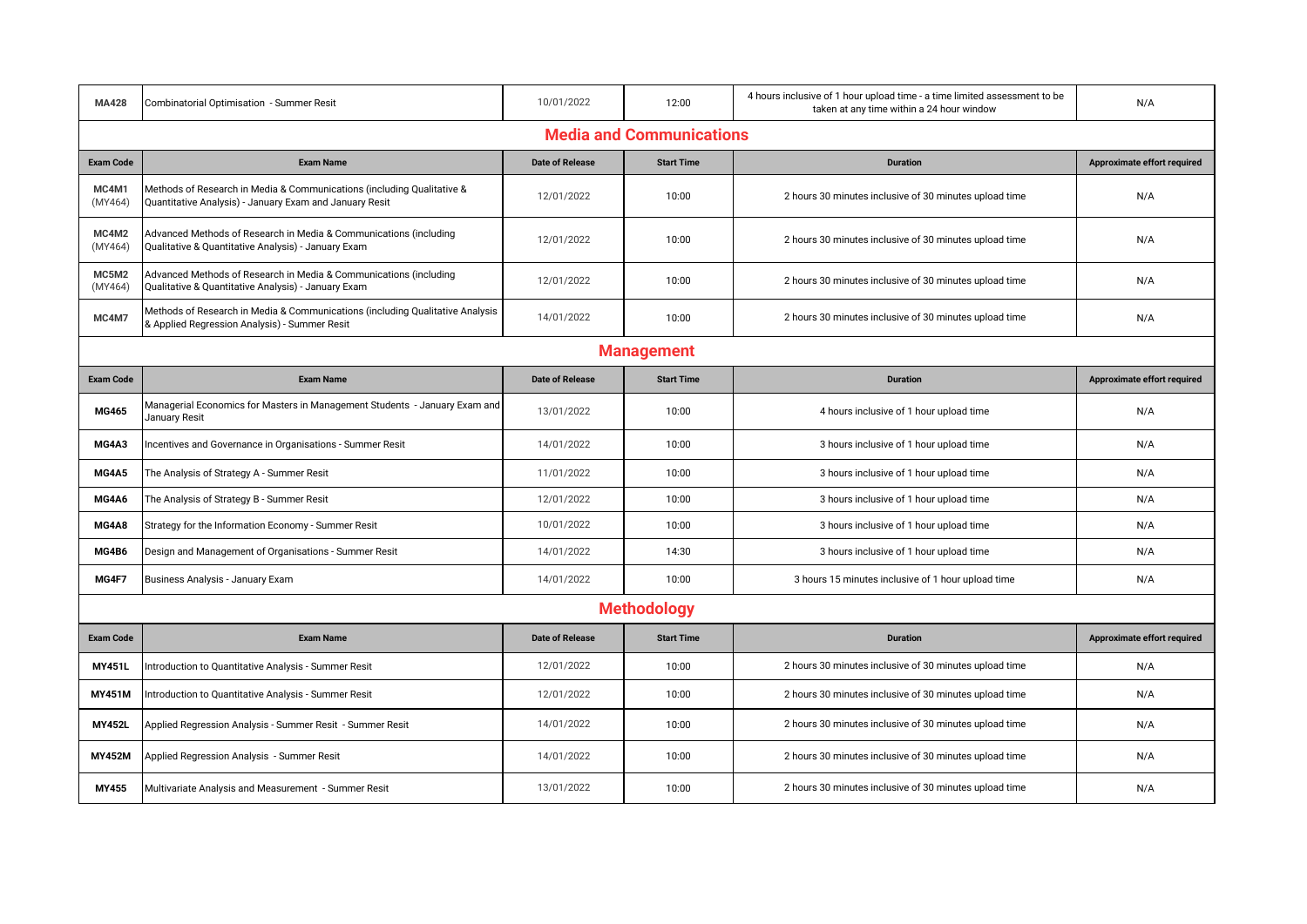| MA428 | Combinatorial Optimisation - Summer Resit | 10/01/2022 | 12:00 | 4 hours inclusive of 1 hour upload time - a time limited assessment to be taken at any time within a 24 hour window | N/A |
|---|---|---|---|---|---|

## Media and Communications

| Exam Code | Exam Name | Date of Release | Start Time | Duration | Approximate effort required |
|---|---|---|---|---|---|
| **MC4M1** (MY464) | Methods of Research in Media & Communications (including Qualitative & Quantitative Analysis) - January Exam and January Resit | 12/01/2022 | 10:00 | 2 hours 30 minutes inclusive of 30 minutes upload time | N/A |
| **MC4M2** (MY464) | Advanced Methods of Research in Media & Communications (including Qualitative & Quantitative Analysis) - January Exam | 12/01/2022 | 10:00 | 2 hours 30 minutes inclusive of 30 minutes upload time | N/A |
| **MC5M2** (MY464) | Advanced Methods of Research in Media & Communications (including Qualitative & Quantitative Analysis) - January Exam | 12/01/2022 | 10:00 | 2 hours 30 minutes inclusive of 30 minutes upload time | N/A |
| **MC4M7** | Methods of Research in Media & Communications (including Qualitative Analysis & Applied Regression Analysis) - Summer Resit | 14/01/2022 | 10:00 | 2 hours 30 minutes inclusive of 30 minutes upload time | N/A |

## Management

| Exam Code | Exam Name | Date of Release | Start Time | Duration | Approximate effort required |
|---|---|---|---|---|---|
| **MG465** | Managerial Economics for Masters in Management Students - January Exam and January Resit | 13/01/2022 | 10:00 | 4 hours inclusive of 1 hour upload time | N/A |
| **MG4A3** | Incentives and Governance in Organisations - Summer Resit | 14/01/2022 | 10:00 | 3 hours inclusive of 1 hour upload time | N/A |
| **MG4A5** | The Analysis of Strategy A - Summer Resit | 11/01/2022 | 10:00 | 3 hours inclusive of 1 hour upload time | N/A |
| **MG4A6** | The Analysis of Strategy B - Summer Resit | 12/01/2022 | 10:00 | 3 hours inclusive of 1 hour upload time | N/A |
| **MG4A8** | Strategy for the Information Economy - Summer Resit | 10/01/2022 | 10:00 | 3 hours inclusive of 1 hour upload time | N/A |
| **MG4B6** | Design and Management of Organisations - Summer Resit | 14/01/2022 | 14:30 | 3 hours inclusive of 1 hour upload time | N/A |
| **MG4F7** | Business Analysis - January Exam | 14/01/2022 | 10:00 | 3 hours 15 minutes inclusive of 1 hour upload time | N/A |

## Methodology

| Exam Code | Exam Name | Date of Release | Start Time | Duration | Approximate effort required |
|---|---|---|---|---|---|
| **MY451L** | Introduction to Quantitative Analysis - Summer Resit | 12/01/2022 | 10:00 | 2 hours 30 minutes inclusive of 30 minutes upload time | N/A |
| **MY451M** | Introduction to Quantitative Analysis - Summer Resit | 12/01/2022 | 10:00 | 2 hours 30 minutes inclusive of 30 minutes upload time | N/A |
| **MY452L** | Applied Regression Analysis - Summer Resit - Summer Resit | 14/01/2022 | 10:00 | 2 hours 30 minutes inclusive of 30 minutes upload time | N/A |
| **MY452M** | Applied Regression Analysis - Summer Resit | 14/01/2022 | 10:00 | 2 hours 30 minutes inclusive of 30 minutes upload time | N/A |
| **MY455** | Multivariate Analysis and Measurement - Summer Resit | 13/01/2022 | 10:00 | 2 hours 30 minutes inclusive of 30 minutes upload time | N/A |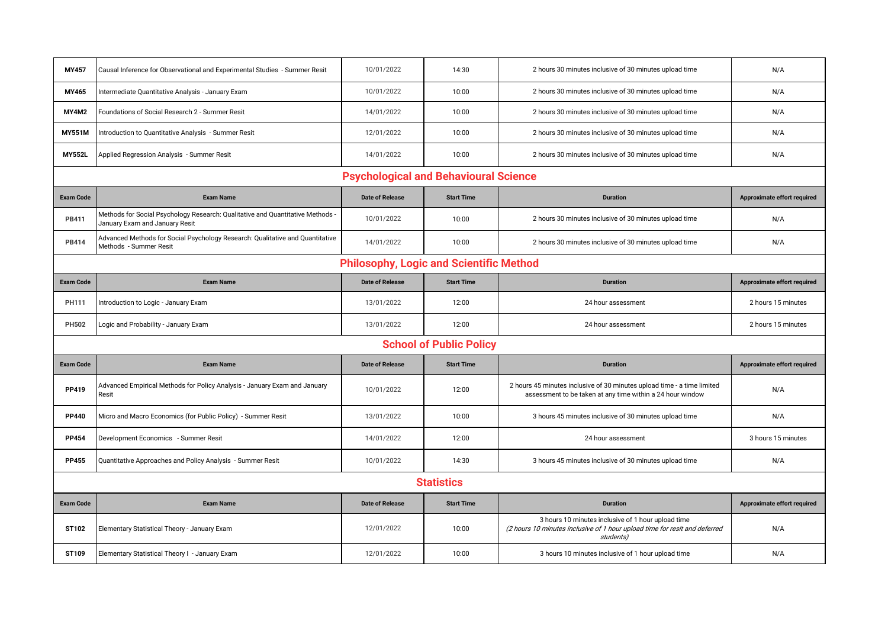| MY457 | Causal Inference for Observational and Experimental Studies - Summer Resit | 10/01/2022 | 14:30 | 2 hours 30 minutes inclusive of 30 minutes upload time | N/A |
|---|---|---|---|---|---|
| MY465 | Intermediate Quantitative Analysis - January Exam | 10/01/2022 | 10:00 | 2 hours 30 minutes inclusive of 30 minutes upload time | N/A |
| MY4M2 | Foundations of Social Research 2 - Summer Resit | 14/01/2022 | 10:00 | 2 hours 30 minutes inclusive of 30 minutes upload time | N/A |
| MY551M | Introduction to Quantitative Analysis - Summer Resit | 12/01/2022 | 10:00 | 2 hours 30 minutes inclusive of 30 minutes upload time | N/A |
| MY552L | Applied Regression Analysis - Summer Resit | 14/01/2022 | 10:00 | 2 hours 30 minutes inclusive of 30 minutes upload time | N/A |

## Psychological and Behavioural Science

| Exam Code | Exam Name | Date of Release | Start Time | Duration | Approximate effort required |
|---|---|---|---|---|---|
| PB411 | Methods for Social Psychology Research: Qualitative and Quantitative Methods - January Exam and January Resit | 10/01/2022 | 10:00 | 2 hours 30 minutes inclusive of 30 minutes upload time | N/A |
| PB414 | Advanced Methods for Social Psychology Research: Qualitative and Quantitative Methods - Summer Resit | 14/01/2022 | 10:00 | 2 hours 30 minutes inclusive of 30 minutes upload time | N/A |

## Philosophy, Logic and Scientific Method

| Exam Code | Exam Name | Date of Release | Start Time | Duration | Approximate effort required |
|---|---|---|---|---|---|
| PH111 | Introduction to Logic - January Exam | 13/01/2022 | 12:00 | 24 hour assessment | 2 hours 15 minutes |
| PH502 | Logic and Probability - January Exam | 13/01/2022 | 12:00 | 24 hour assessment | 2 hours 15 minutes |

## School of Public Policy

| Exam Code | Exam Name | Date of Release | Start Time | Duration | Approximate effort required |
|---|---|---|---|---|---|
| PP419 | Advanced Empirical Methods for Policy Analysis - January Exam and January Resit | 10/01/2022 | 12:00 | 2 hours 45 minutes inclusive of 30 minutes upload time - a time limited assessment to be taken at any time within a 24 hour window | N/A |
| PP440 | Micro and Macro Economics (for Public Policy) - Summer Resit | 13/01/2022 | 10:00 | 3 hours 45 minutes inclusive of 30 minutes upload time | N/A |
| PP454 | Development Economics - Summer Resit | 14/01/2022 | 12:00 | 24 hour assessment | 3 hours 15 minutes |
| PP455 | Quantitative Approaches and Policy Analysis - Summer Resit | 10/01/2022 | 14:30 | 3 hours 45 minutes inclusive of 30 minutes upload time | N/A |

## Statistics

| Exam Code | Exam Name | Date of Release | Start Time | Duration | Approximate effort required |
|---|---|---|---|---|---|
| ST102 | Elementary Statistical Theory - January Exam | 12/01/2022 | 10:00 | 3 hours 10 minutes inclusive of 1 hour upload time *(2 hours 10 minutes inclusive of 1 hour upload time for resit and deferred students)* | N/A |
| ST109 | Elementary Statistical Theory I - January Exam | 12/01/2022 | 10:00 | 3 hours 10 minutes inclusive of 1 hour upload time | N/A |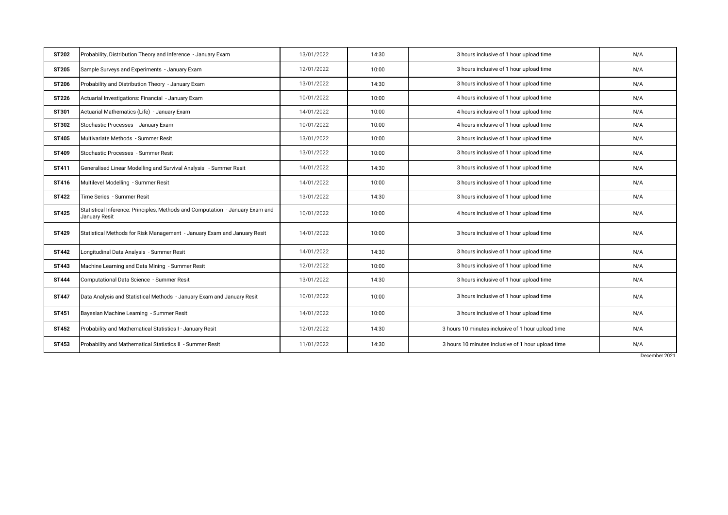| | | | | | |
|---|---|---|---|---|---|
| **ST202** | Probability, Distribution Theory and Inference - January Exam | 13/01/2022 | 14:30 | 3 hours inclusive of 1 hour upload time | N/A |
| **ST205** | Sample Surveys and Experiments - January Exam | 12/01/2022 | 10:00 | 3 hours inclusive of 1 hour upload time | N/A |
| **ST206** | Probability and Distribution Theory - January Exam | 13/01/2022 | 14:30 | 3 hours inclusive of 1 hour upload time | N/A |
| **ST226** | Actuarial Investigations: Financial - January Exam | 10/01/2022 | 10:00 | 4 hours inclusive of 1 hour upload time | N/A |
| **ST301** | Actuarial Mathematics (Life) - January Exam | 14/01/2022 | 10:00 | 4 hours inclusive of 1 hour upload time | N/A |
| **ST302** | Stochastic Processes - January Exam | 10/01/2022 | 10:00 | 4 hours inclusive of 1 hour upload time | N/A |
| **ST405** | Multivariate Methods - Summer Resit | 13/01/2022 | 10:00 | 3 hours inclusive of 1 hour upload time | N/A |
| **ST409** | Stochastic Processes - Summer Resit | 13/01/2022 | 10:00 | 3 hours inclusive of 1 hour upload time | N/A |
| **ST411** | Generalised Linear Modelling and Survival Analysis - Summer Resit | 14/01/2022 | 14:30 | 3 hours inclusive of 1 hour upload time | N/A |
| **ST416** | Multilevel Modelling - Summer Resit | 14/01/2022 | 10:00 | 3 hours inclusive of 1 hour upload time | N/A |
| **ST422** | Time Series - Summer Resit | 13/01/2022 | 14:30 | 3 hours inclusive of 1 hour upload time | N/A |
| **ST425** | Statistical Inference: Principles, Methods and Computation - January Exam and January Resit | 10/01/2022 | 10:00 | 4 hours inclusive of 1 hour upload time | N/A |
| **ST429** | Statistical Methods for Risk Management - January Exam and January Resit | 14/01/2022 | 10:00 | 3 hours inclusive of 1 hour upload time | N/A |
| **ST442** | Longitudinal Data Analysis - Summer Resit | 14/01/2022 | 14:30 | 3 hours inclusive of 1 hour upload time | N/A |
| **ST443** | Machine Learning and Data Mining - Summer Resit | 12/01/2022 | 10:00 | 3 hours inclusive of 1 hour upload time | N/A |
| **ST444** | Computational Data Science - Summer Resit | 13/01/2022 | 14:30 | 3 hours inclusive of 1 hour upload time | N/A |
| **ST447** | Data Analysis and Statistical Methods - January Exam and January Resit | 10/01/2022 | 10:00 | 3 hours inclusive of 1 hour upload time | N/A |
| **ST451** | Bayesian Machine Learning - Summer Resit | 14/01/2022 | 10:00 | 3 hours inclusive of 1 hour upload time | N/A |
| **ST452** | Probability and Mathematical Statistics I - January Resit | 12/01/2022 | 14:30 | 3 hours 10 minutes inclusive of 1 hour upload time | N/A |
| **ST453** | Probability and Mathematical Statistics II - Summer Resit | 11/01/2022 | 14:30 | 3 hours 10 minutes inclusive of 1 hour upload time | N/A |